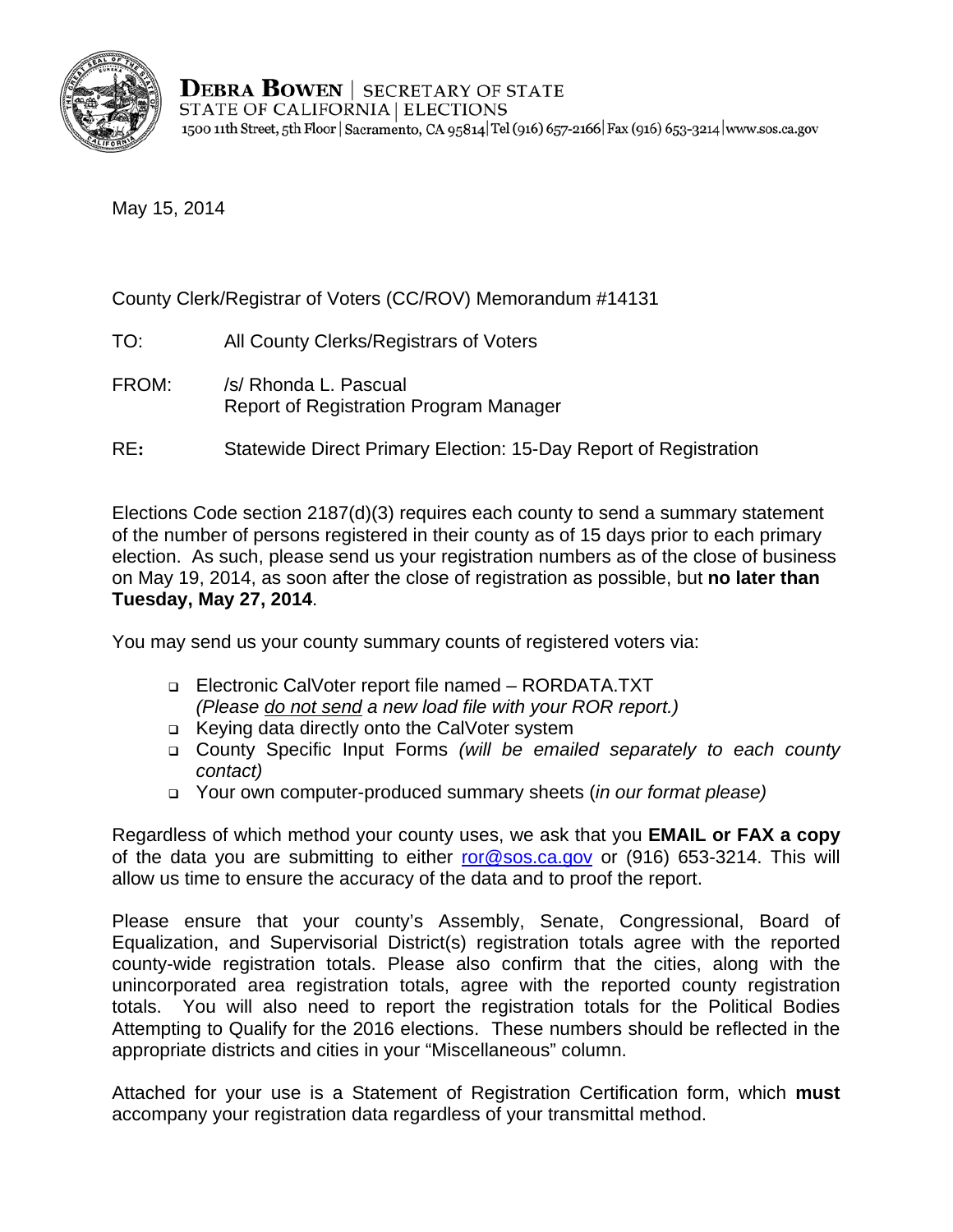**DEBRA BOWEN** | SECRETARY OF STATE
STATE OF CALIFORNIA | ELECTIONS
1500 11th Street, 5th Floor | Sacramento, CA 95814 | Tel (916) 657-2166 | Fax (916) 653-3214 | www.sos.ca.gov

May 15, 2014

County Clerk/Registrar of Voters (CC/ROV) Memorandum #14131

TO: All County Clerks/Registrars of Voters

FROM: /s/ Rhonda L. Pascual
Report of Registration Program Manager

RE**:** Statewide Direct Primary Election: 15-Day Report of Registration

Elections Code section 2187(d)(3) requires each county to send a summary statement of the number of persons registered in their county as of 15 days prior to each primary election. As such, please send us your registration numbers as of the close of business on May 19, 2014, as soon after the close of registration as possible, but **no later than Tuesday, May 27, 2014**.

You may send us your county summary counts of registered voters via:

- Electronic CalVoter report file named – RORDATA.TXT
  *(Please do not send a new load file with your ROR report.)*
- Keying data directly onto the CalVoter system
- County Specific Input Forms *(will be emailed separately to each county contact)*
- Your own computer-produced summary sheets (*in our format please)*

Regardless of which method your county uses, we ask that you **EMAIL or FAX a copy** of the data you are submitting to either ror@sos.ca.gov or (916) 653-3214. This will allow us time to ensure the accuracy of the data and to proof the report.

Please ensure that your county's Assembly, Senate, Congressional, Board of Equalization, and Supervisorial District(s) registration totals agree with the reported county-wide registration totals. Please also confirm that the cities, along with the unincorporated area registration totals, agree with the reported county registration totals. You will also need to report the registration totals for the Political Bodies Attempting to Qualify for the 2016 elections. These numbers should be reflected in the appropriate districts and cities in your "Miscellaneous" column.

Attached for your use is a Statement of Registration Certification form, which **must** accompany your registration data regardless of your transmittal method.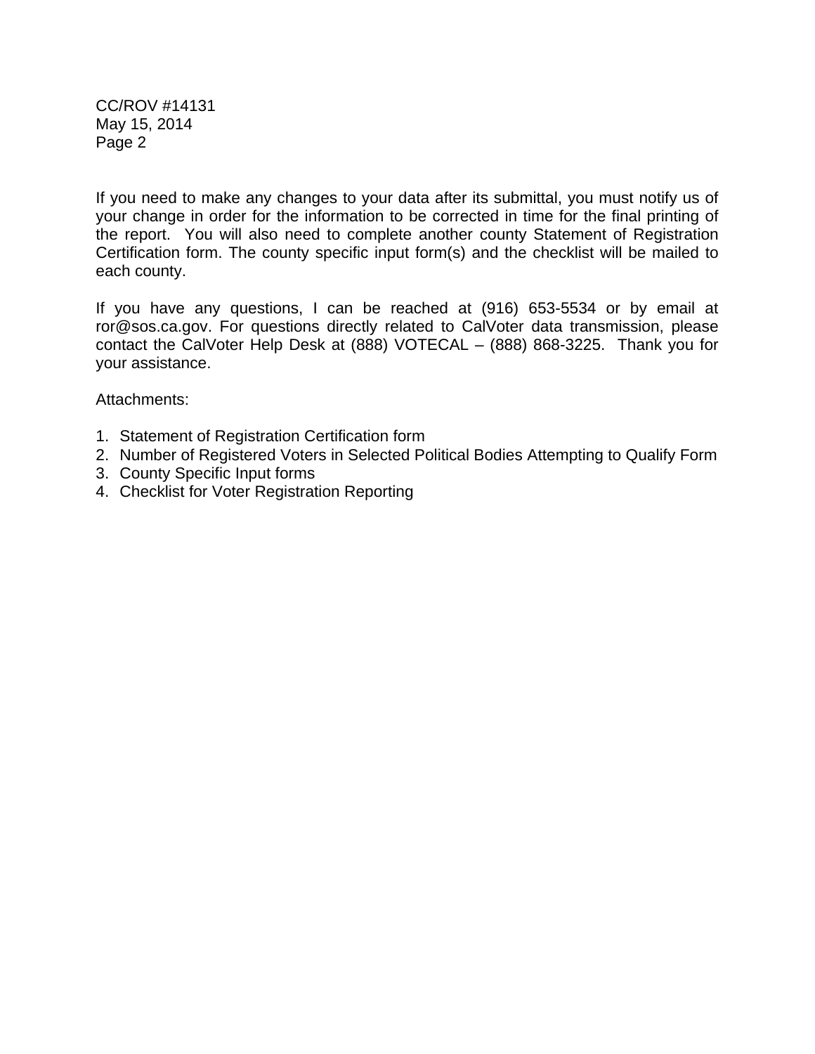If you need to make any changes to your data after its submittal, you must notify us of your change in order for the information to be corrected in time for the final printing of the report. You will also need to complete another county Statement of Registration Certification form. The county specific input form(s) and the checklist will be mailed to each county.

If you have any questions, I can be reached at (916) 653-5534 or by email at ror@sos.ca.gov. For questions directly related to CalVoter data transmission, please contact the CalVoter Help Desk at (888) VOTECAL – (888) 868-3225. Thank you for your assistance.

Attachments:

1. Statement of Registration Certification form
2. Number of Registered Voters in Selected Political Bodies Attempting to Qualify Form
3. County Specific Input forms
4. Checklist for Voter Registration Reporting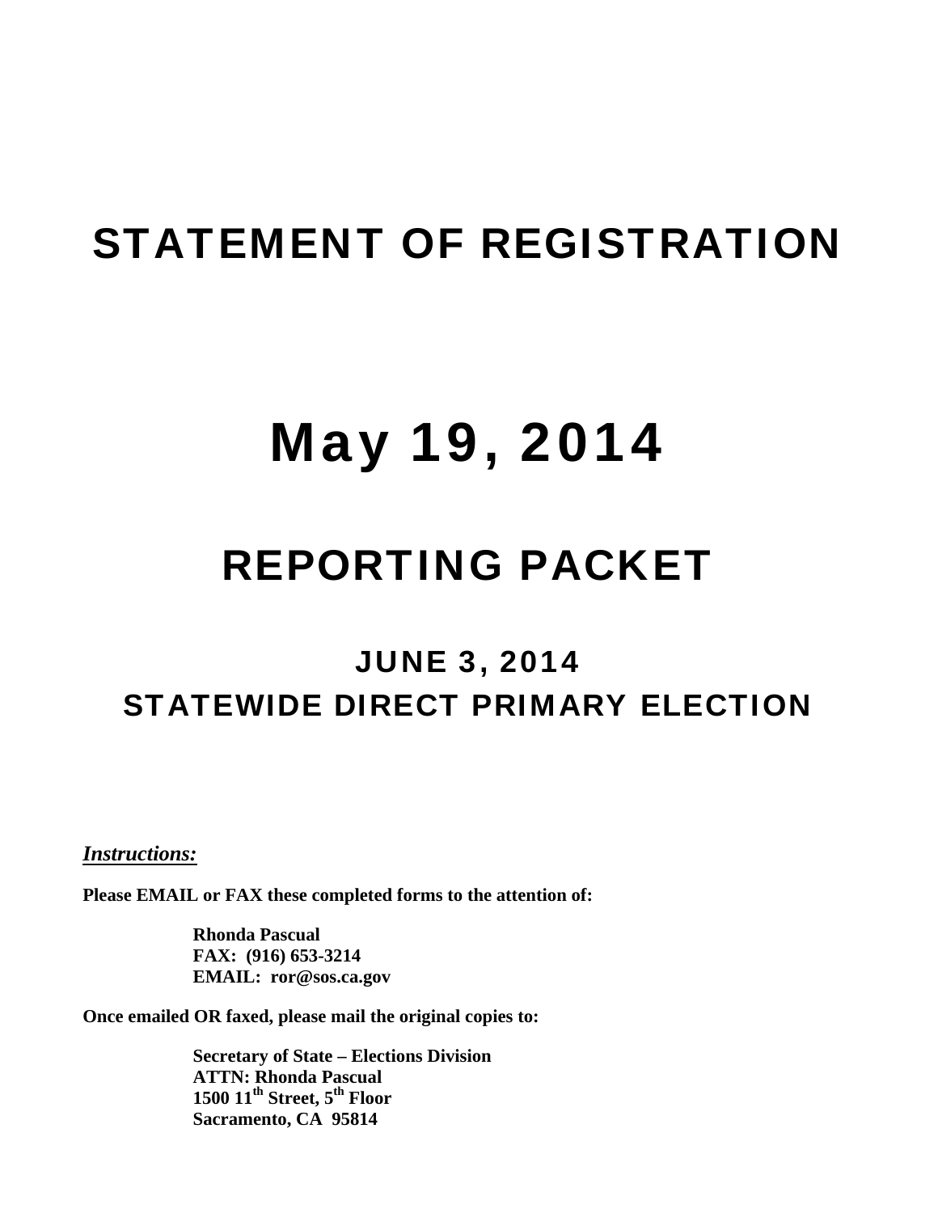# STATEMENT OF REGISTRATION

# May 19, 2014

# REPORTING PACKET

## JUNE 3, 2014
## STATEWIDE DIRECT PRIMARY ELECTION

***Instructions:***

**Please EMAIL or FAX these completed forms to the attention of:**

> **Rhonda Pascual**
> **FAX: (916) 653-3214**
> **EMAIL: ror@sos.ca.gov**

**Once emailed OR faxed, please mail the original copies to:**

> **Secretary of State – Elections Division**
> **ATTN: Rhonda Pascual**
> **1500 11th Street, 5th Floor**
> **Sacramento, CA 95814**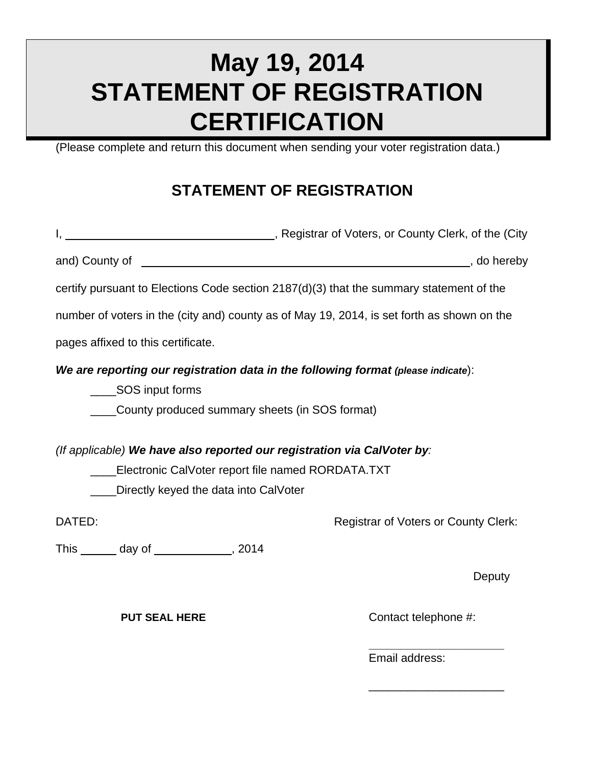# May 19, 2014
# STATEMENT OF REGISTRATION CERTIFICATION

(Please complete and return this document when sending your voter registration data.)

## STATEMENT OF REGISTRATION

I, ________________________________, Registrar of Voters, or County Clerk, of the (City and) County of ______________________________________________, do hereby certify pursuant to Elections Code section 2187(d)(3) that the summary statement of the number of voters in the (city and) county as of May 19, 2014, is set forth as shown on the pages affixed to this certificate.

***We are reporting our registration data in the following format*** ***(please indicate)***:

____SOS input forms

____County produced summary sheets (in SOS format)

*(If applicable)* ***We have also reported our registration via CalVoter by***:

____Electronic CalVoter report file named RORDATA.TXT

____Directly keyed the data into CalVoter

DATED:

This _____ day of ___________, 2014

Registrar of Voters or County Clerk:

Deputy

**PUT SEAL HERE**

Contact telephone #:

____________________

Email address:

____________________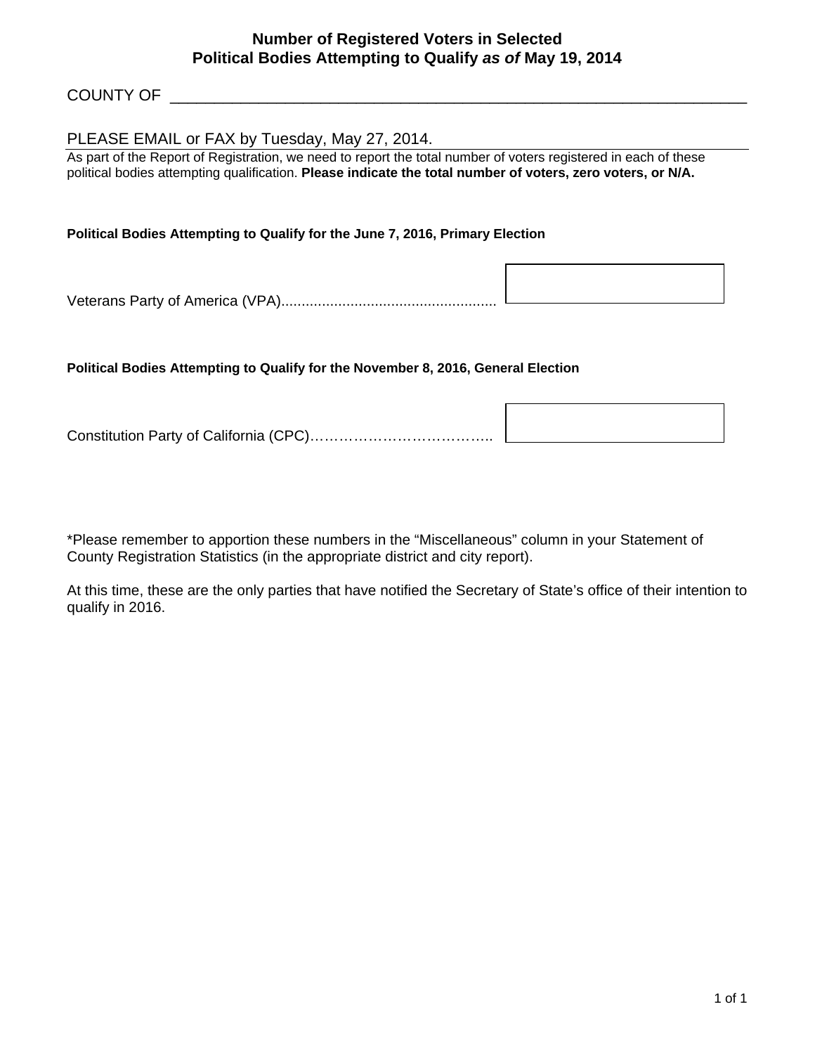# Number of Registered Voters in Selected Political Bodies Attempting to Qualify *as of* May 19, 2014

COUNTY OF \_\_\_\_\_\_\_\_\_\_\_\_\_\_\_\_\_\_\_\_\_\_\_\_\_\_\_\_\_\_\_\_\_\_\_\_\_\_\_\_\_\_\_\_\_\_\_\_\_\_\_\_\_\_\_\_\_\_\_\_\_\_\_\_

PLEASE EMAIL or FAX by Tuesday, May 27, 2014.

As part of the Report of Registration, we need to report the total number of voters registered in each of these political bodies attempting qualification. **Please indicate the total number of voters, zero voters, or N/A.**

**Political Bodies Attempting to Qualify for the June 7, 2016, Primary Election**

Veterans Party of America (VPA).................................................... [ &nbsp;&nbsp;&nbsp;&nbsp;&nbsp;&nbsp;&nbsp;&nbsp;&nbsp;&nbsp; ]

**Political Bodies Attempting to Qualify for the November 8, 2016, General Election**

Constitution Party of California (CPC)……………………………….. [ &nbsp;&nbsp;&nbsp;&nbsp;&nbsp;&nbsp;&nbsp;&nbsp;&nbsp;&nbsp; ]

*Please remember to apportion these numbers in the "Miscellaneous" column in your Statement of County Registration Statistics (in the appropriate district and city report).

At this time, these are the only parties that have notified the Secretary of State's office of their intention to qualify in 2016.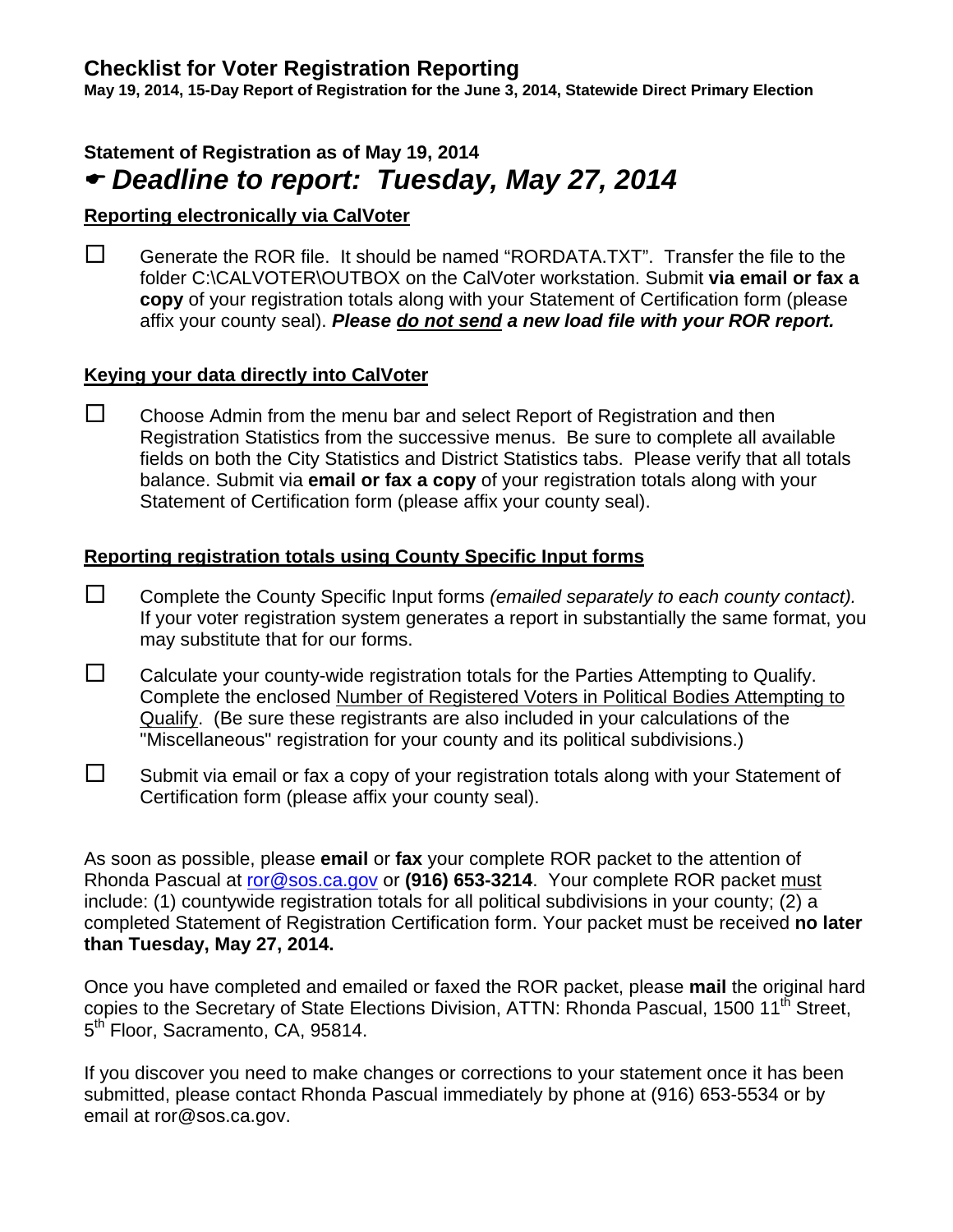# Checklist for Voter Registration Reporting

**May 19, 2014, 15-Day Report of Registration for the June 3, 2014, Statewide Direct Primary Election**

## Statement of Registration as of May 19, 2014

## ✒ *Deadline to report: Tuesday, May 27, 2014*

### Reporting electronically via CalVoter

☐ Generate the ROR file. It should be named “RORDATA.TXT”. Transfer the file to the folder C:\CALVOTER\OUTBOX on the CalVoter workstation. Submit **via email or fax a copy** of your registration totals along with your Statement of Certification form (please affix your county seal). ***Please do not send a new load file with your ROR report.***

### Keying your data directly into CalVoter

☐ Choose Admin from the menu bar and select Report of Registration and then Registration Statistics from the successive menus. Be sure to complete all available fields on both the City Statistics and District Statistics tabs. Please verify that all totals balance. Submit via **email or fax a copy** of your registration totals along with your Statement of Certification form (please affix your county seal).

### Reporting registration totals using County Specific Input forms

☐ Complete the County Specific Input forms *(emailed separately to each county contact).* If your voter registration system generates a report in substantially the same format, you may substitute that for our forms.

☐ Calculate your county-wide registration totals for the Parties Attempting to Qualify. Complete the enclosed Number of Registered Voters in Political Bodies Attempting to Qualify. (Be sure these registrants are also included in your calculations of the "Miscellaneous" registration for your county and its political subdivisions.)

☐ Submit via email or fax a copy of your registration totals along with your Statement of Certification form (please affix your county seal).

As soon as possible, please **email** or **fax** your complete ROR packet to the attention of Rhonda Pascual at ror@sos.ca.gov or **(916) 653-3214**. Your complete ROR packet must include: (1) countywide registration totals for all political subdivisions in your county; (2) a completed Statement of Registration Certification form. Your packet must be received **no later than Tuesday, May 27, 2014.**

Once you have completed and emailed or faxed the ROR packet, please **mail** the original hard copies to the Secretary of State Elections Division, ATTN: Rhonda Pascual, 1500 11th Street, 5th Floor, Sacramento, CA, 95814.

If you discover you need to make changes or corrections to your statement once it has been submitted, please contact Rhonda Pascual immediately by phone at (916) 653-5534 or by email at ror@sos.ca.gov.